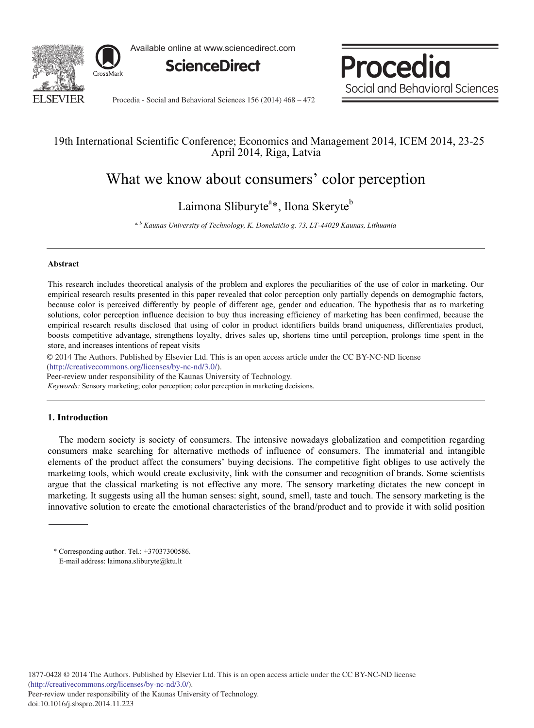19th International Scientific Conference; Economics and Management 2014, ICEM 2014, 23-25 April 2014, Riga, Latvia

# What we know about consumers' color perception

Laimona Sliburyte[a]*, Ilona Skeryte[b]

*[a, b] Kaunas University of Technology, K. Donelaičio g. 73, LT-44029 Kaunas, Lithuania*

---

### Abstract

This research includes theoretical analysis of the problem and explores the peculiarities of the use of color in marketing. Our empirical research results presented in this paper revealed that color perception only partially depends on demographic factors, because color is perceived differently by people of different age, gender and education. The hypothesis that as to marketing solutions, color perception influence decision to buy thus increasing efficiency of marketing has been confirmed, because the empirical research results disclosed that using of color in product identifiers builds brand uniqueness, differentiates product, boosts competitive advantage, strengthens loyalty, drives sales up, shortens time until perception, prolongs time spent in the store, and increases intentions of repeat visits

© 2014 The Authors. Published by Elsevier Ltd. This is an open access article under the CC BY-NC-ND license (http://creativecommons.org/licenses/by-nc-nd/3.0/).

Peer-review under responsibility of the Kaunas University of Technology.

*Keywords:* Sensory marketing; color perception; color perception in marketing decisions.

---

## 1. Introduction

The modern society is society of consumers. The intensive nowadays globalization and competition regarding consumers make searching for alternative methods of influence of consumers. The immaterial and intangible elements of the product affect the consumers' buying decisions. The competitive fight obliges to use actively the marketing tools, which would create exclusivity, link with the consumer and recognition of brands. Some scientists argue that the classical marketing is not effective any more. The sensory marketing dictates the new concept in marketing. It suggests using all the human senses: sight, sound, smell, taste and touch. The sensory marketing is the innovative solution to create the emotional characteristics of the brand/product and to provide it with solid position

---

\* Corresponding author. Tel.: +37037300586.
E-mail address: laimona.sliburyte@ktu.lt

1877-0428 © 2014 The Authors. Published by Elsevier Ltd. This is an open access article under the CC BY-NC-ND license (http://creativecommons.org/licenses/by-nc-nd/3.0/).
Peer-review under responsibility of the Kaunas University of Technology.
doi:10.1016/j.sbspro.2014.11.223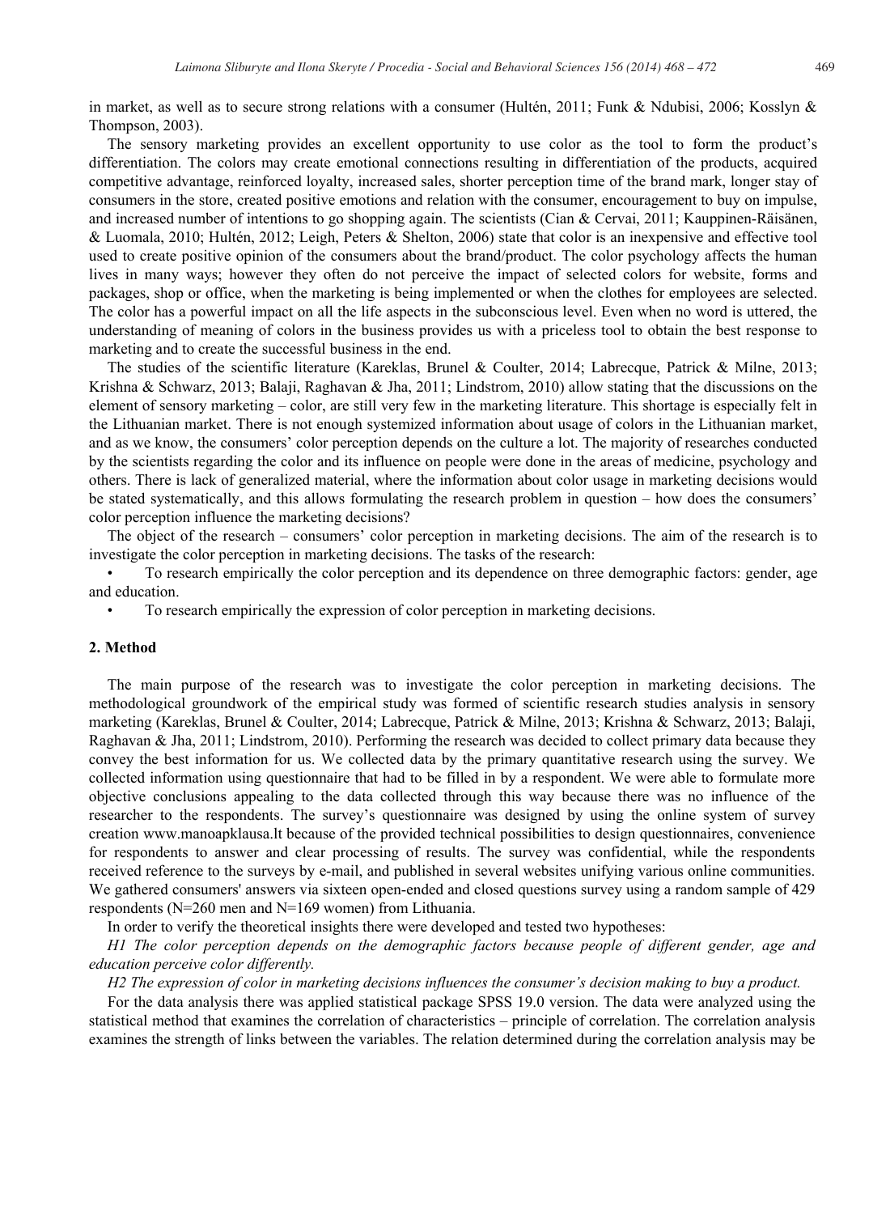in market, as well as to secure strong relations with a consumer (Hultén, 2011; Funk & Ndubisi, 2006; Kosslyn & Thompson, 2003).

The sensory marketing provides an excellent opportunity to use color as the tool to form the product's differentiation. The colors may create emotional connections resulting in differentiation of the products, acquired competitive advantage, reinforced loyalty, increased sales, shorter perception time of the brand mark, longer stay of consumers in the store, created positive emotions and relation with the consumer, encouragement to buy on impulse, and increased number of intentions to go shopping again. The scientists (Cian & Cervai, 2011; Kauppinen-Räisänen, & Luomala, 2010; Hultén, 2012; Leigh, Peters & Shelton, 2006) state that color is an inexpensive and effective tool used to create positive opinion of the consumers about the brand/product. The color psychology affects the human lives in many ways; however they often do not perceive the impact of selected colors for website, forms and packages, shop or office, when the marketing is being implemented or when the clothes for employees are selected. The color has a powerful impact on all the life aspects in the subconscious level. Even when no word is uttered, the understanding of meaning of colors in the business provides us with a priceless tool to obtain the best response to marketing and to create the successful business in the end.

The studies of the scientific literature (Kareklas, Brunel & Coulter, 2014; Labrecque, Patrick & Milne, 2013; Krishna & Schwarz, 2013; Balaji, Raghavan & Jha, 2011; Lindstrom, 2010) allow stating that the discussions on the element of sensory marketing – color, are still very few in the marketing literature. This shortage is especially felt in the Lithuanian market. There is not enough systemized information about usage of colors in the Lithuanian market, and as we know, the consumers' color perception depends on the culture a lot. The majority of researches conducted by the scientists regarding the color and its influence on people were done in the areas of medicine, psychology and others. There is lack of generalized material, where the information about color usage in marketing decisions would be stated systematically, and this allows formulating the research problem in question – how does the consumers' color perception influence the marketing decisions?

The object of the research – consumers' color perception in marketing decisions. The aim of the research is to investigate the color perception in marketing decisions. The tasks of the research:

- To research empirically the color perception and its dependence on three demographic factors: gender, age and education.
- To research empirically the expression of color perception in marketing decisions.

## 2. Method

The main purpose of the research was to investigate the color perception in marketing decisions. The methodological groundwork of the empirical study was formed of scientific research studies analysis in sensory marketing (Kareklas, Brunel & Coulter, 2014; Labrecque, Patrick & Milne, 2013; Krishna & Schwarz, 2013; Balaji, Raghavan & Jha, 2011; Lindstrom, 2010). Performing the research was decided to collect primary data because they convey the best information for us. We collected data by the primary quantitative research using the survey. We collected information using questionnaire that had to be filled in by a respondent. We were able to formulate more objective conclusions appealing to the data collected through this way because there was no influence of the researcher to the respondents. The survey's questionnaire was designed by using the online system of survey creation www.manoapklausa.lt because of the provided technical possibilities to design questionnaires, convenience for respondents to answer and clear processing of results. The survey was confidential, while the respondents received reference to the surveys by e-mail, and published in several websites unifying various online communities. We gathered consumers' answers via sixteen open-ended and closed questions survey using a random sample of 429 respondents (N=260 men and N=169 women) from Lithuania.

In order to verify the theoretical insights there were developed and tested two hypotheses:

*H1 The color perception depends on the demographic factors because people of different gender, age and education perceive color differently.*

*H2 The expression of color in marketing decisions influences the consumer's decision making to buy a product.*

For the data analysis there was applied statistical package SPSS 19.0 version. The data were analyzed using the statistical method that examines the correlation of characteristics – principle of correlation. The correlation analysis examines the strength of links between the variables. The relation determined during the correlation analysis may be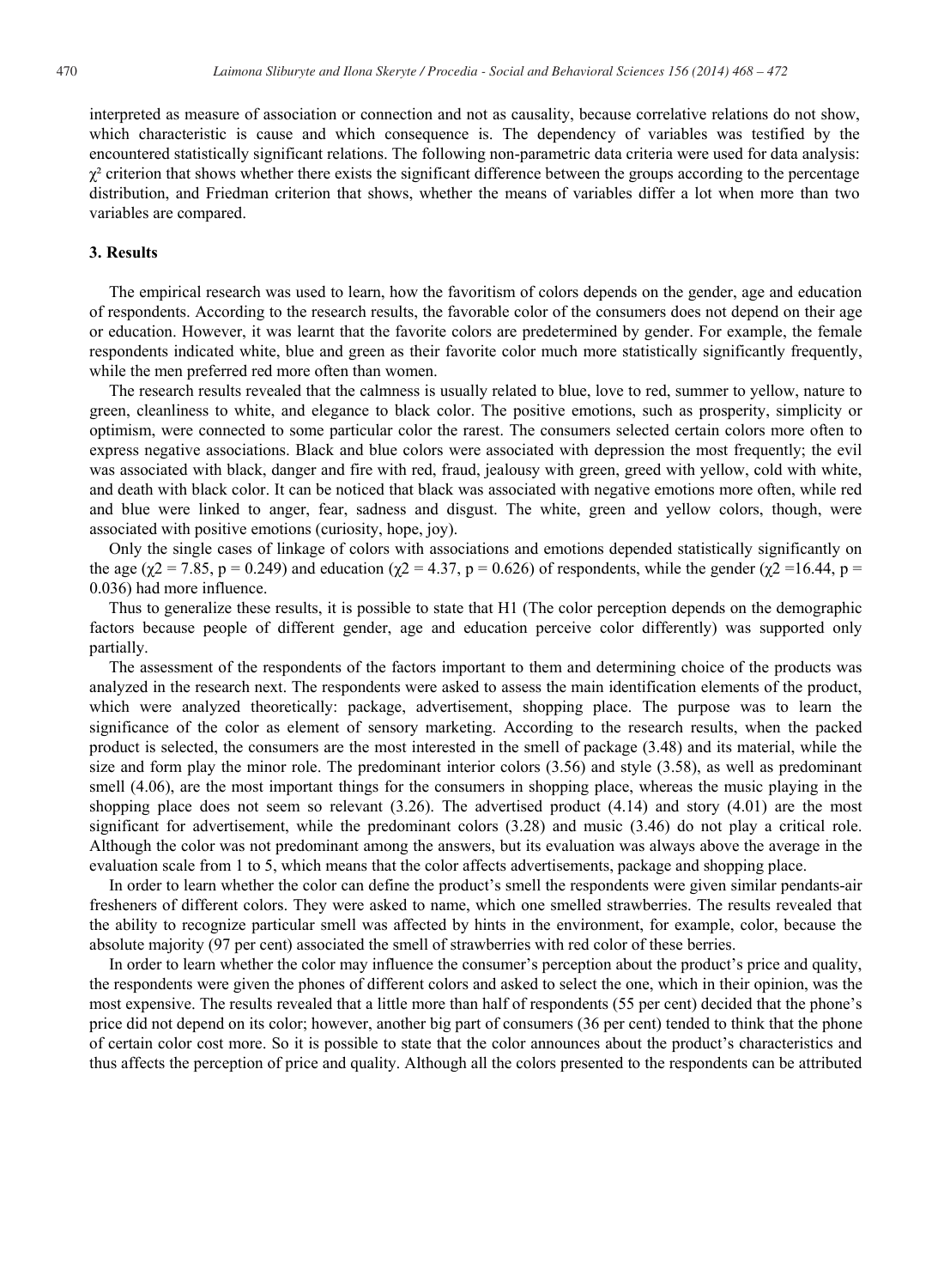interpreted as measure of association or connection and not as causality, because correlative relations do not show, which characteristic is cause and which consequence is. The dependency of variables was testified by the encountered statistically significant relations. The following non-parametric data criteria were used for data analysis: $\chi^2$ criterion that shows whether there exists the significant difference between the groups according to the percentage distribution, and Friedman criterion that shows, whether the means of variables differ a lot when more than two variables are compared.

## 3. Results

The empirical research was used to learn, how the favoritism of colors depends on the gender, age and education of respondents. According to the research results, the favorable color of the consumers does not depend on their age or education. However, it was learnt that the favorite colors are predetermined by gender. For example, the female respondents indicated white, blue and green as their favorite color much more statistically significantly frequently, while the men preferred red more often than women.

The research results revealed that the calmness is usually related to blue, love to red, summer to yellow, nature to green, cleanliness to white, and elegance to black color. The positive emotions, such as prosperity, simplicity or optimism, were connected to some particular color the rarest. The consumers selected certain colors more often to express negative associations. Black and blue colors were associated with depression the most frequently; the evil was associated with black, danger and fire with red, fraud, jealousy with green, greed with yellow, cold with white, and death with black color. It can be noticed that black was associated with negative emotions more often, while red and blue were linked to anger, fear, sadness and disgust. The white, green and yellow colors, though, were associated with positive emotions (curiosity, hope, joy).

Only the single cases of linkage of colors with associations and emotions depended statistically significantly on the age ($\chi2 = 7.85$, $p = 0.249$) and education ($\chi2 = 4.37$, $p = 0.626$) of respondents, while the gender ($\chi2 =16.44$, $p = 0.036$) had more influence.

Thus to generalize these results, it is possible to state that H1 (The color perception depends on the demographic factors because people of different gender, age and education perceive color differently) was supported only partially.

The assessment of the respondents of the factors important to them and determining choice of the products was analyzed in the research next. The respondents were asked to assess the main identification elements of the product, which were analyzed theoretically: package, advertisement, shopping place. The purpose was to learn the significance of the color as element of sensory marketing. According to the research results, when the packed product is selected, the consumers are the most interested in the smell of package (3.48) and its material, while the size and form play the minor role. The predominant interior colors (3.56) and style (3.58), as well as predominant smell (4.06), are the most important things for the consumers in shopping place, whereas the music playing in the shopping place does not seem so relevant (3.26). The advertised product (4.14) and story (4.01) are the most significant for advertisement, while the predominant colors (3.28) and music (3.46) do not play a critical role. Although the color was not predominant among the answers, but its evaluation was always above the average in the evaluation scale from 1 to 5, which means that the color affects advertisements, package and shopping place.

In order to learn whether the color can define the product's smell the respondents were given similar pendants-air fresheners of different colors. They were asked to name, which one smelled strawberries. The results revealed that the ability to recognize particular smell was affected by hints in the environment, for example, color, because the absolute majority (97 per cent) associated the smell of strawberries with red color of these berries.

In order to learn whether the color may influence the consumer's perception about the product's price and quality, the respondents were given the phones of different colors and asked to select the one, which in their opinion, was the most expensive. The results revealed that a little more than half of respondents (55 per cent) decided that the phone's price did not depend on its color; however, another big part of consumers (36 per cent) tended to think that the phone of certain color cost more. So it is possible to state that the color announces about the product's characteristics and thus affects the perception of price and quality. Although all the colors presented to the respondents can be attributed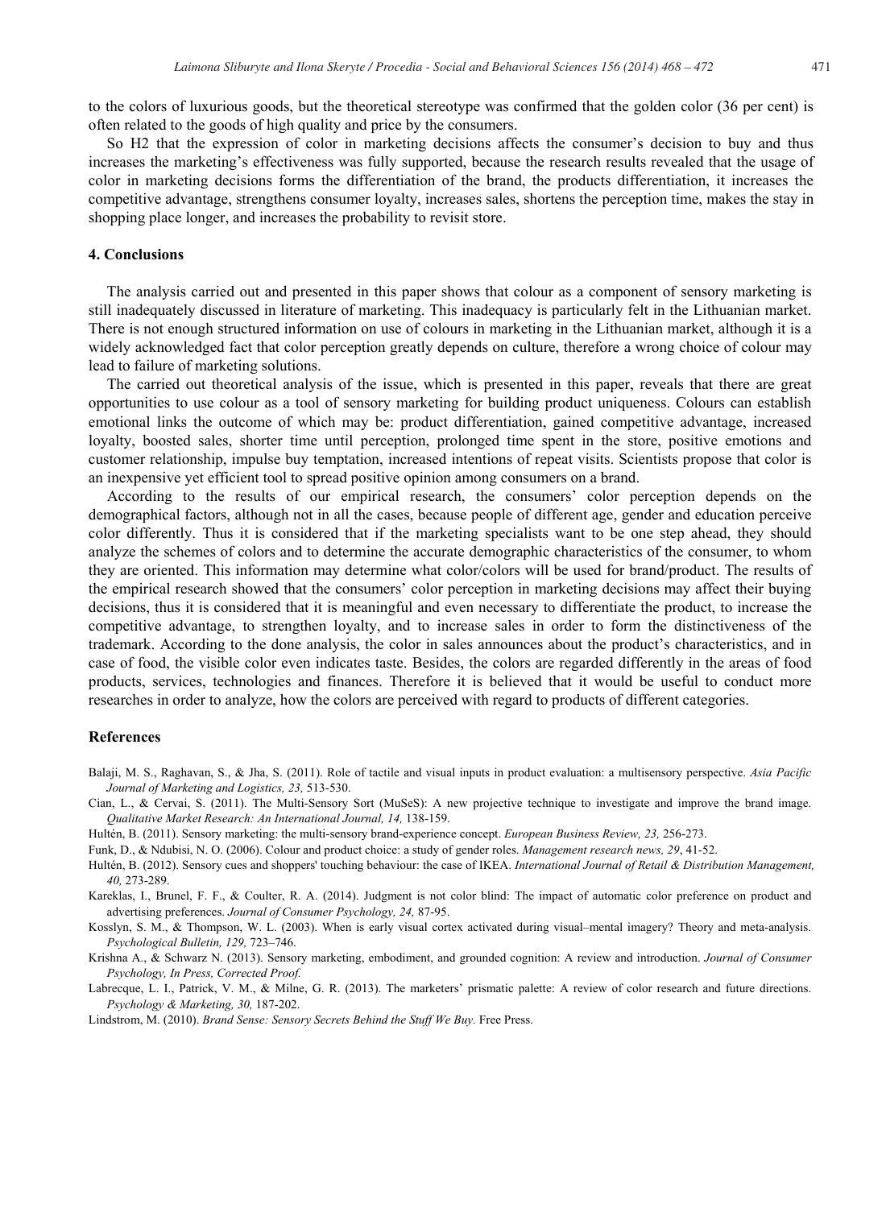to the colors of luxurious goods, but the theoretical stereotype was confirmed that the golden color (36 per cent) is often related to the goods of high quality and price by the consumers.

So H2 that the expression of color in marketing decisions affects the consumer's decision to buy and thus increases the marketing's effectiveness was fully supported, because the research results revealed that the usage of color in marketing decisions forms the differentiation of the brand, the products differentiation, it increases the competitive advantage, strengthens consumer loyalty, increases sales, shortens the perception time, makes the stay in shopping place longer, and increases the probability to revisit store.

## 4. Conclusions

The analysis carried out and presented in this paper shows that colour as a component of sensory marketing is still inadequately discussed in literature of marketing. This inadequacy is particularly felt in the Lithuanian market. There is not enough structured information on use of colours in marketing in the Lithuanian market, although it is a widely acknowledged fact that color perception greatly depends on culture, therefore a wrong choice of colour may lead to failure of marketing solutions.

The carried out theoretical analysis of the issue, which is presented in this paper, reveals that there are great opportunities to use colour as a tool of sensory marketing for building product uniqueness. Colours can establish emotional links the outcome of which may be: product differentiation, gained competitive advantage, increased loyalty, boosted sales, shorter time until perception, prolonged time spent in the store, positive emotions and customer relationship, impulse buy temptation, increased intentions of repeat visits. Scientists propose that color is an inexpensive yet efficient tool to spread positive opinion among consumers on a brand.

According to the results of our empirical research, the consumers' color perception depends on the demographical factors, although not in all the cases, because people of different age, gender and education perceive color differently. Thus it is considered that if the marketing specialists want to be one step ahead, they should analyze the schemes of colors and to determine the accurate demographic characteristics of the consumer, to whom they are oriented. This information may determine what color/colors will be used for brand/product. The results of the empirical research showed that the consumers' color perception in marketing decisions may affect their buying decisions, thus it is considered that it is meaningful and even necessary to differentiate the product, to increase the competitive advantage, to strengthen loyalty, and to increase sales in order to form the distinctiveness of the trademark. According to the done analysis, the color in sales announces about the product's characteristics, and in case of food, the visible color even indicates taste. Besides, the colors are regarded differently in the areas of food products, services, technologies and finances. Therefore it is believed that it would be useful to conduct more researches in order to analyze, how the colors are perceived with regard to products of different categories.

## References

Balaji, M. S., Raghavan, S., & Jha, S. (2011). Role of tactile and visual inputs in product evaluation: a multisensory perspective. *Asia Pacific Journal of Marketing and Logistics, 23,* 513-530.

Cian, L., & Cervai, S. (2011). The Multi-Sensory Sort (MuSeS): A new projective technique to investigate and improve the brand image. *Qualitative Market Research: An International Journal, 14,* 138-159.

Hultén, B. (2011). Sensory marketing: the multi-sensory brand-experience concept. *European Business Review, 23,* 256-273.

Funk, D., & Ndubisi, N. O. (2006). Colour and product choice: a study of gender roles. *Management research news, 29*, 41-52.

Hultén, B. (2012). Sensory cues and shoppers' touching behaviour: the case of IKEA. *International Journal of Retail & Distribution Management, 40,* 273-289.

Kareklas, I., Brunel, F. F., & Coulter, R. A. (2014). Judgment is not color blind: The impact of automatic color preference on product and advertising preferences. *Journal of Consumer Psychology, 24,* 87-95.

Kosslyn, S. M., & Thompson, W. L. (2003). When is early visual cortex activated during visual–mental imagery? Theory and meta-analysis. *Psychological Bulletin, 129,* 723–746.

Krishna A., & Schwarz N. (2013). Sensory marketing, embodiment, and grounded cognition: A review and introduction. *Journal of Consumer Psychology, In Press, Corrected Proof.*

Labrecque, L. I., Patrick, V. M., & Milne, G. R. (2013). The marketers' prismatic palette: A review of color research and future directions. *Psychology & Marketing, 30,* 187-202.

Lindstrom, M. (2010). *Brand Sense: Sensory Secrets Behind the Stuff We Buy*. Free Press.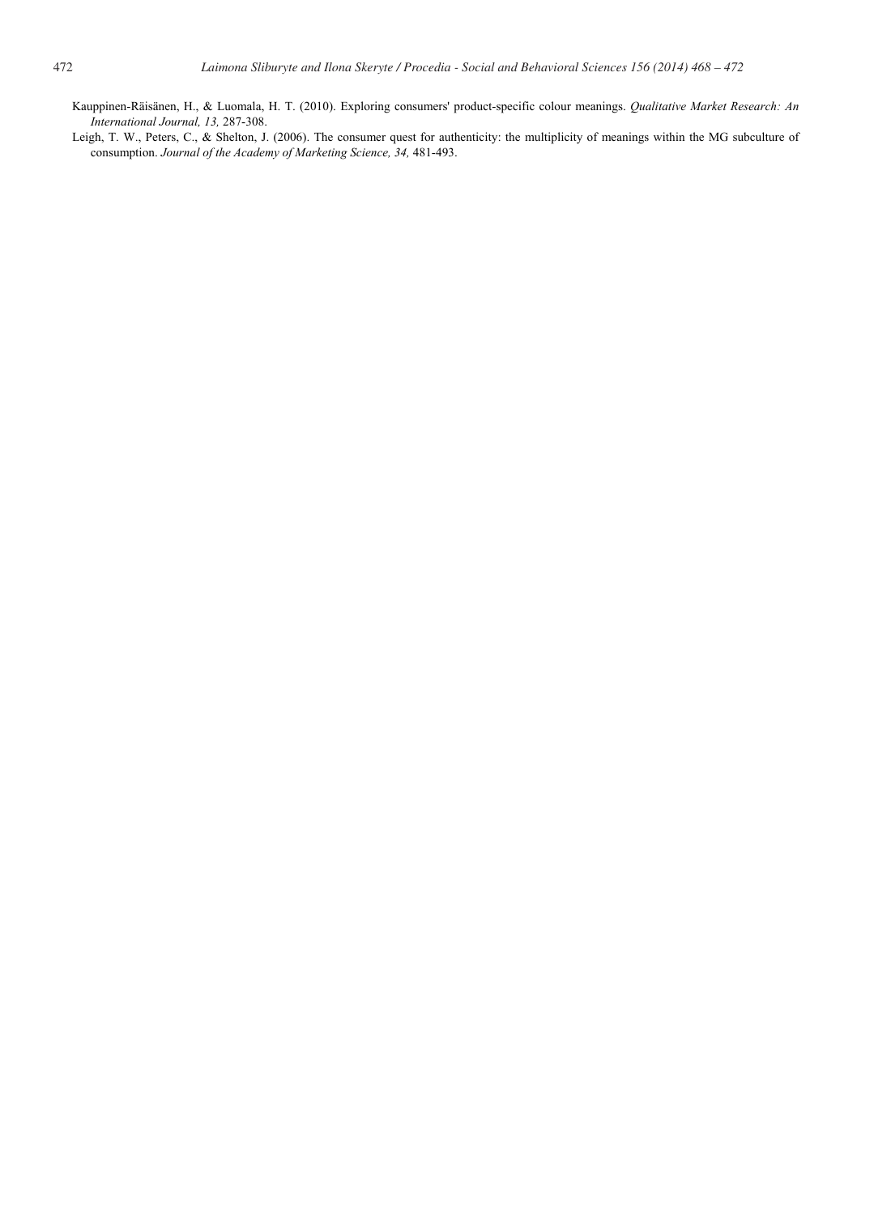Kauppinen-Räisänen, H., & Luomala, H. T. (2010). Exploring consumers' product-specific colour meanings. *Qualitative Market Research: An International Journal, 13,* 287-308.

Leigh, T. W., Peters, C., & Shelton, J. (2006). The consumer quest for authenticity: the multiplicity of meanings within the MG subculture of consumption. *Journal of the Academy of Marketing Science, 34,* 481-493.